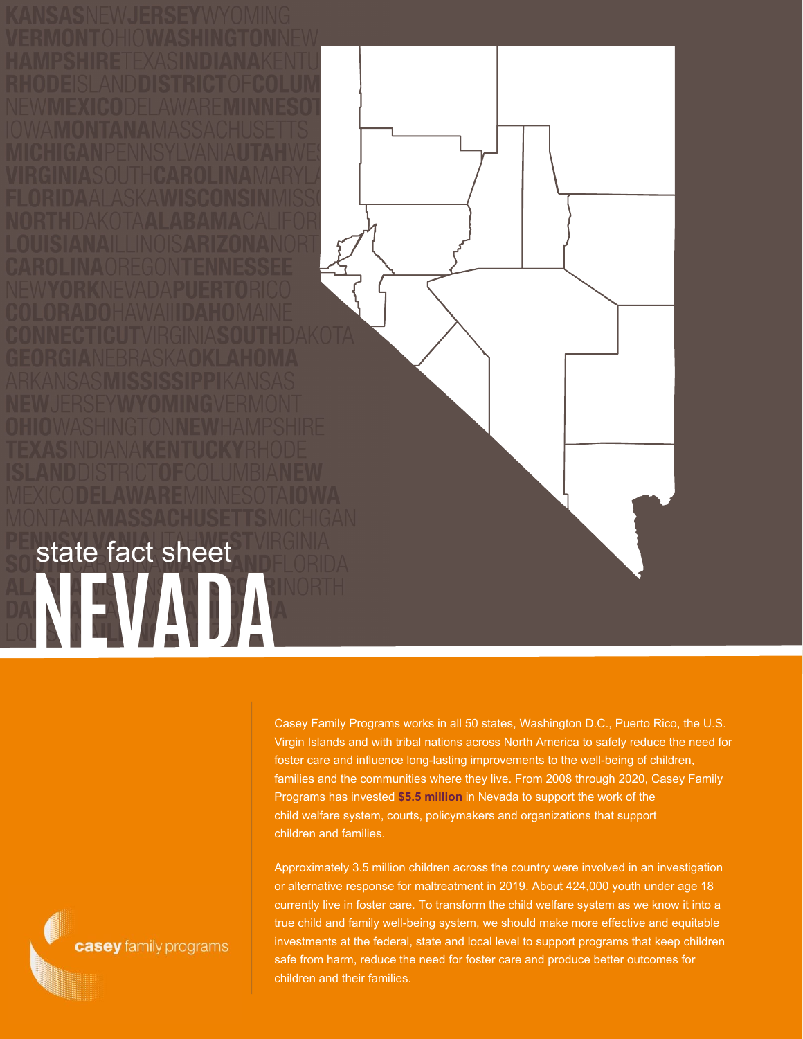state fact sheet

# NEVADA

Casey Family Programs works in all 50 states, Washington D.C., Puerto Rico, the U.S. Virgin Islands and with tribal nations across North America to safely reduce the need for foster care and influence long-lasting improvements to the well-being of children, families and the communities where they live. From 2008 through 2020, Casey Family Programs has invested **$5.5 million** in Nevada to support the work of the child welfare system, courts, policymakers and organizations that support children and families.

Approximately 3.5 million children across the country were involved in an investigation or alternative response for maltreatment in 2019. About 424,000 youth under age 18 currently live in foster care. To transform the child welfare system as we know it into a true child and family well-being system, we should make more effective and equitable investments at the federal, state and local level to support programs that keep children safe from harm, reduce the need for foster care and produce better outcomes for children and their families.

casey family programs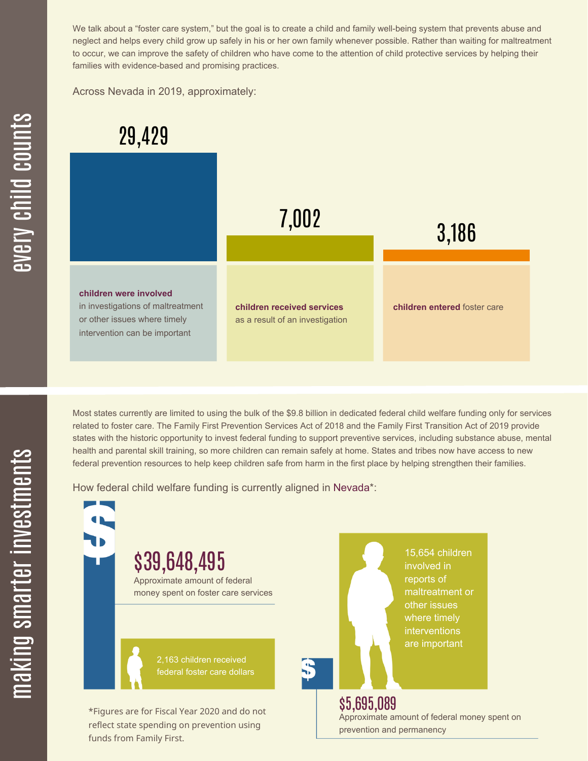## every child counts

We talk about a "foster care system," but the goal is to create a child and family well-being system that prevents abuse and neglect and helps every child grow up safely in his or her own family whenever possible. Rather than waiting for maltreatment to occur, we can improve the safety of children who have come to the attention of child protective services by helping their families with evidence-based and promising practices.

Across Nevada in 2019, approximately:

**29,429**

**children were involved** in investigations of maltreatment or other issues where timely intervention can be important

**7,002**

**children received services** as a result of an investigation

**3,186**

**children entered** foster care

## making smarter investments

Most states currently are limited to using the bulk of the $9.8 billion in dedicated federal child welfare funding only for services related to foster care. The Family First Prevention Services Act of 2018 and the Family First Transition Act of 2019 provide states with the historic opportunity to invest federal funding to support preventive services, including substance abuse, mental health and parental skill training, so more children can remain safely at home. States and tribes now have access to new federal prevention resources to help keep children safe from harm in the first place by helping strengthen their families.

How federal child welfare funding is currently aligned in Nevada*:

**$39,648,495**

Approximate amount of federal money spent on foster care services

2,163 children received federal foster care dollars

15,654 children involved in reports of maltreatment or other issues where timely interventions are important

**$5,695,089**

Approximate amount of federal money spent on prevention and permanency

*Figures are for Fiscal Year 2020 and do not reflect state spending on prevention using funds from Family First.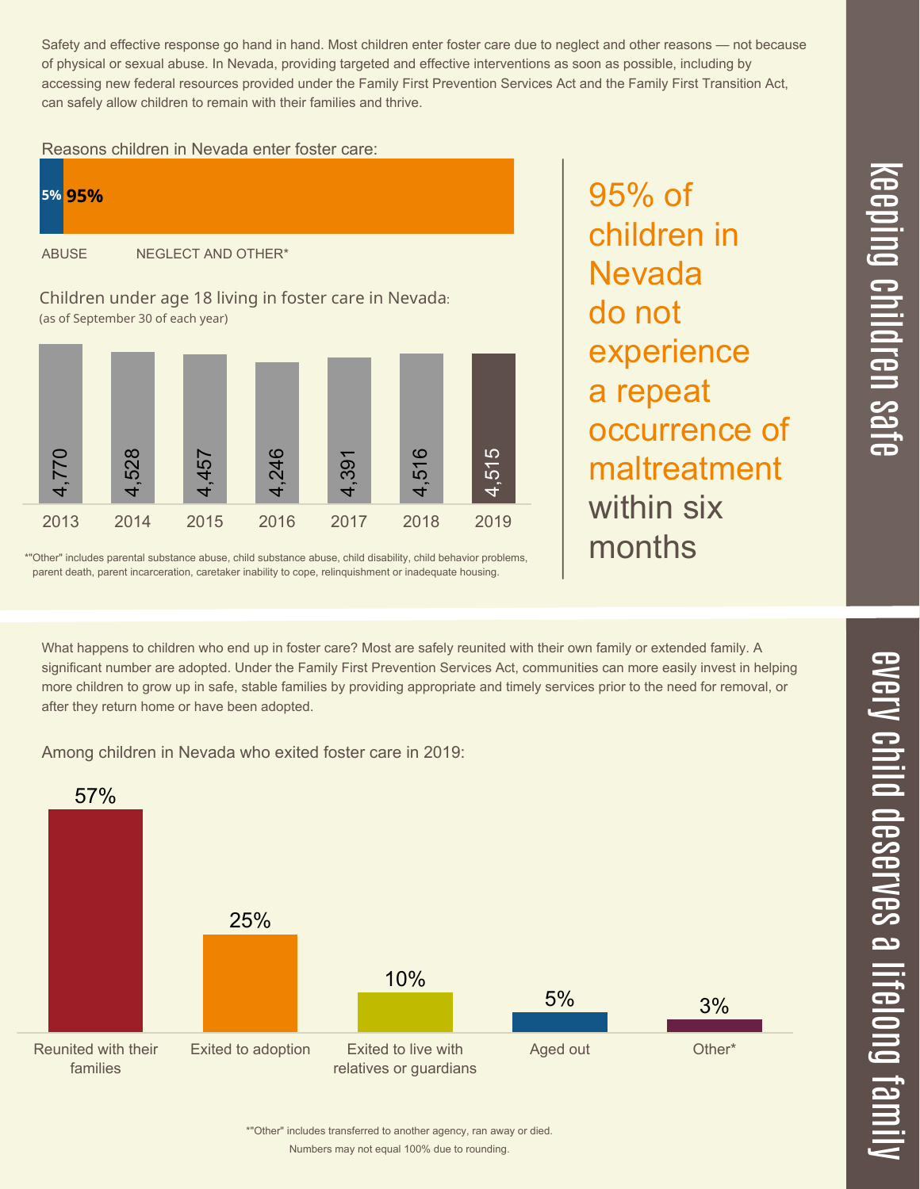## keeping children safe

Safety and effective response go hand in hand. Most children enter foster care due to neglect and other reasons — not because of physical or sexual abuse. In Nevada, providing targeted and effective interventions as soon as possible, including by accessing new federal resources provided under the Family First Prevention Services Act and the Family First Transition Act, can safely allow children to remain with their families and thrive.

Reasons children in Nevada enter foster care:

| ABUSE | NEGLECT AND OTHER* |
|---|---|
| 5% | 95% |

Children under age 18 living in foster care in Nevada:
(as of September 30 of each year)

| 2013 | 2014 | 2015 | 2016 | 2017 | 2018 | 2019 |
|---|---|---|---|---|---|---|
| 4,770 | 4,528 | 4,457 | 4,246 | 4,391 | 4,516 | 4,515 |

*"Other" includes parental substance abuse, child substance abuse, child disability, child behavior problems, parent death, parent incarceration, caretaker inability to cope, relinquishment or inadequate housing.

95% of children in Nevada do not experience a repeat occurrence of maltreatment within six months

## every child deserves a lifelong family

What happens to children who end up in foster care? Most are safely reunited with their own family or extended family. A significant number are adopted. Under the Family First Prevention Services Act, communities can more easily invest in helping more children to grow up in safe, stable families by providing appropriate and timely services prior to the need for removal, or after they return home or have been adopted.

Among children in Nevada who exited foster care in 2019:

| Reunited with their families | Exited to adoption | Exited to live with relatives or guardians | Aged out | Other* |
|---|---|---|---|---|
| 57% | 25% | 10% | 5% | 3% |

*"Other" includes transferred to another agency, ran away or died.
Numbers may not equal 100% due to rounding.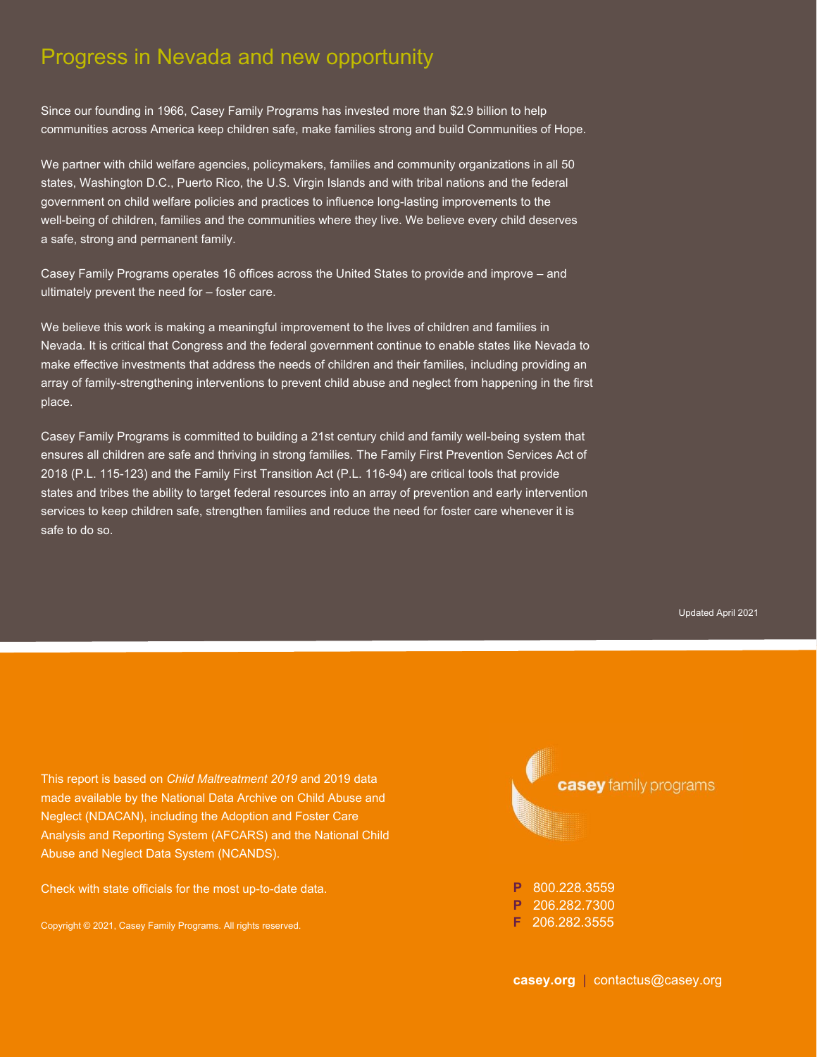## Progress in Nevada and new opportunity

Since our founding in 1966, Casey Family Programs has invested more than $2.9 billion to help communities across America keep children safe, make families strong and build Communities of Hope.

We partner with child welfare agencies, policymakers, families and community organizations in all 50 states, Washington D.C., Puerto Rico, the U.S. Virgin Islands and with tribal nations and the federal government on child welfare policies and practices to influence long-lasting improvements to the well-being of children, families and the communities where they live. We believe every child deserves a safe, strong and permanent family.

Casey Family Programs operates 16 offices across the United States to provide and improve – and ultimately prevent the need for – foster care.

We believe this work is making a meaningful improvement to the lives of children and families in Nevada. It is critical that Congress and the federal government continue to enable states like Nevada to make effective investments that address the needs of children and their families, including providing an array of family-strengthening interventions to prevent child abuse and neglect from happening in the first place.

Casey Family Programs is committed to building a 21st century child and family well-being system that ensures all children are safe and thriving in strong families. The Family First Prevention Services Act of 2018 (P.L. 115-123) and the Family First Transition Act (P.L. 116-94) are critical tools that provide states and tribes the ability to target federal resources into an array of prevention and early intervention services to keep children safe, strengthen families and reduce the need for foster care whenever it is safe to do so.

Updated April 2021

This report is based on *Child Maltreatment 2019* and 2019 data made available by the National Data Archive on Child Abuse and Neglect (NDACAN), including the Adoption and Foster Care Analysis and Reporting System (AFCARS) and the National Child Abuse and Neglect Data System (NCANDS).

Check with state officials for the most up-to-date data.

Copyright © 2021, Casey Family Programs. All rights reserved.

**casey** family programs

**P** 800.228.3559
**P** 206.282.7300
**F** 206.282.3555

**casey.org** | contactus@casey.org